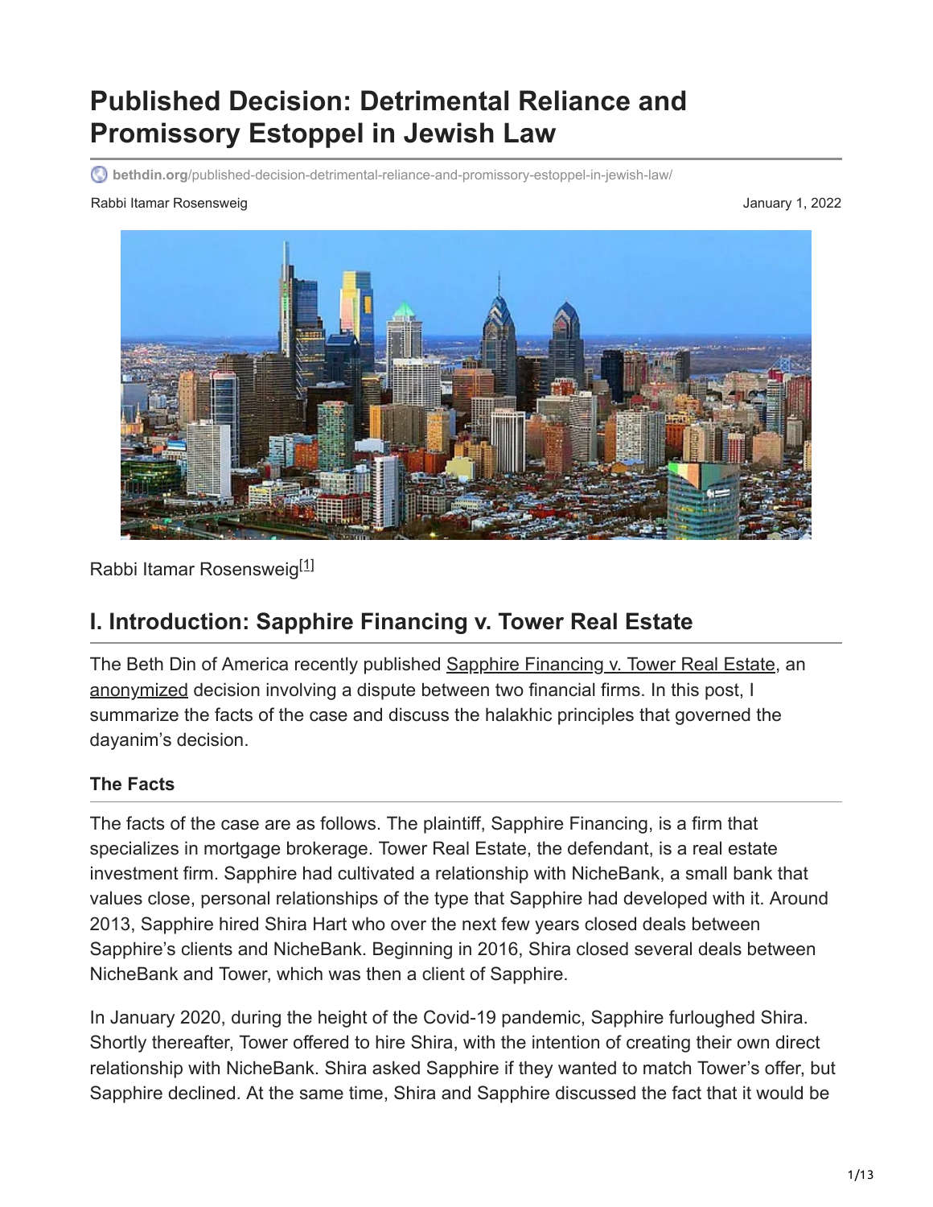# Published Decision: Detrimental Reliance and Promissory Estoppel in Jewish Law

bethdin.org/published-decision-detrimental-reliance-and-promissory-estoppel-in-jewish-law/

Rabbi Itamar Rosensweig

January 1, 2022

Rabbi Itamar Rosensweig[1]

## I. Introduction: Sapphire Financing v. Tower Real Estate

The Beth Din of America recently published Sapphire Financing v. Tower Real Estate, an anonymized decision involving a dispute between two financial firms. In this post, I summarize the facts of the case and discuss the halakhic principles that governed the dayanim's decision.

### The Facts

The facts of the case are as follows. The plaintiff, Sapphire Financing, is a firm that specializes in mortgage brokerage. Tower Real Estate, the defendant, is a real estate investment firm. Sapphire had cultivated a relationship with NicheBank, a small bank that values close, personal relationships of the type that Sapphire had developed with it. Around 2013, Sapphire hired Shira Hart who over the next few years closed deals between Sapphire's clients and NicheBank. Beginning in 2016, Shira closed several deals between NicheBank and Tower, which was then a client of Sapphire.

In January 2020, during the height of the Covid-19 pandemic, Sapphire furloughed Shira. Shortly thereafter, Tower offered to hire Shira, with the intention of creating their own direct relationship with NicheBank. Shira asked Sapphire if they wanted to match Tower's offer, but Sapphire declined. At the same time, Shira and Sapphire discussed the fact that it would be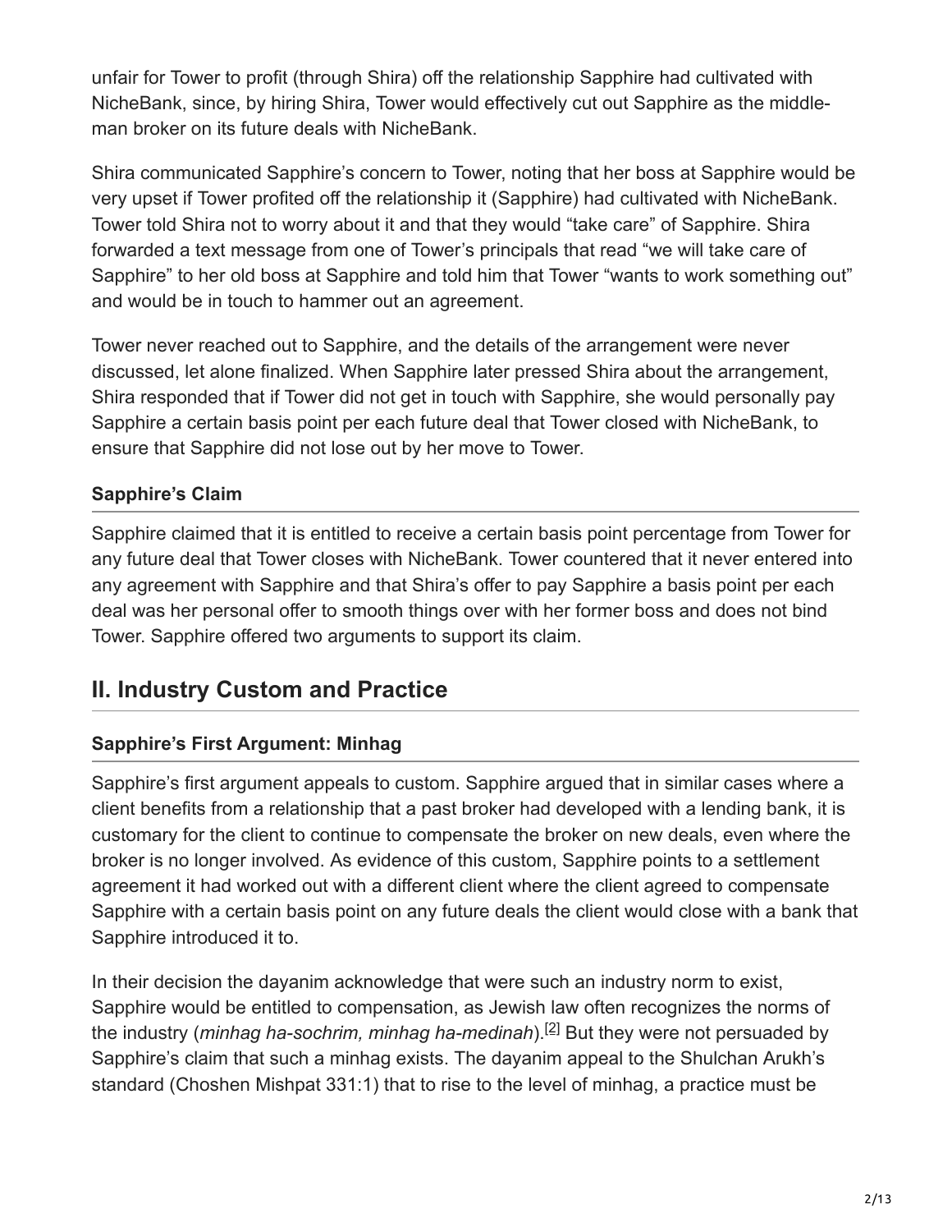unfair for Tower to profit (through Shira) off the relationship Sapphire had cultivated with NicheBank, since, by hiring Shira, Tower would effectively cut out Sapphire as the middle-man broker on its future deals with NicheBank.

Shira communicated Sapphire's concern to Tower, noting that her boss at Sapphire would be very upset if Tower profited off the relationship it (Sapphire) had cultivated with NicheBank. Tower told Shira not to worry about it and that they would "take care" of Sapphire. Shira forwarded a text message from one of Tower's principals that read "we will take care of Sapphire" to her old boss at Sapphire and told him that Tower "wants to work something out" and would be in touch to hammer out an agreement.

Tower never reached out to Sapphire, and the details of the arrangement were never discussed, let alone finalized. When Sapphire later pressed Shira about the arrangement, Shira responded that if Tower did not get in touch with Sapphire, she would personally pay Sapphire a certain basis point per each future deal that Tower closed with NicheBank, to ensure that Sapphire did not lose out by her move to Tower.

### Sapphire's Claim

Sapphire claimed that it is entitled to receive a certain basis point percentage from Tower for any future deal that Tower closes with NicheBank. Tower countered that it never entered into any agreement with Sapphire and that Shira's offer to pay Sapphire a basis point per each deal was her personal offer to smooth things over with her former boss and does not bind Tower. Sapphire offered two arguments to support its claim.

## II. Industry Custom and Practice

### Sapphire's First Argument: Minhag

Sapphire's first argument appeals to custom. Sapphire argued that in similar cases where a client benefits from a relationship that a past broker had developed with a lending bank, it is customary for the client to continue to compensate the broker on new deals, even where the broker is no longer involved. As evidence of this custom, Sapphire points to a settlement agreement it had worked out with a different client where the client agreed to compensate Sapphire with a certain basis point on any future deals the client would close with a bank that Sapphire introduced it to.

In their decision the dayanim acknowledge that were such an industry norm to exist, Sapphire would be entitled to compensation, as Jewish law often recognizes the norms of the industry (*minhag ha-sochrim, minhag ha-medinah*).[2] But they were not persuaded by Sapphire's claim that such a minhag exists. The dayanim appeal to the Shulchan Arukh's standard (Choshen Mishpat 331:1) that to rise to the level of minhag, a practice must be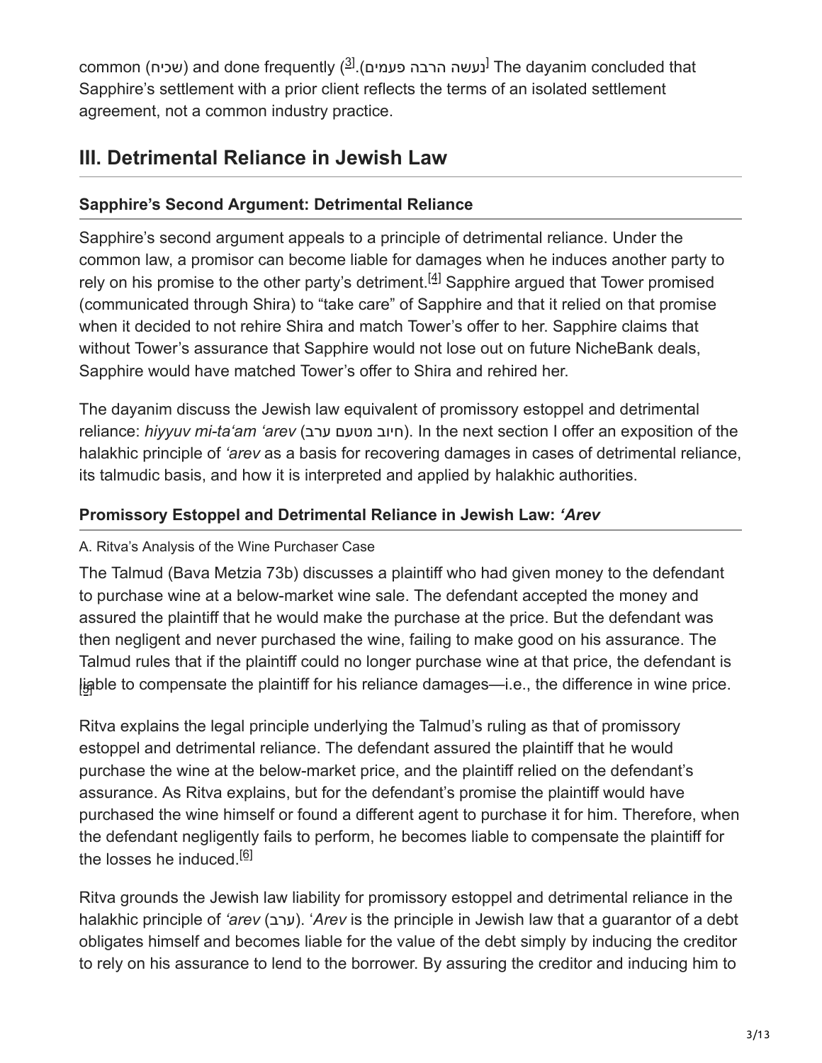common (שכיח) and done frequently (נעשה הרבה פעמים).[3] The dayanim concluded that Sapphire's settlement with a prior client reflects the terms of an isolated settlement agreement, not a common industry practice.

## III. Detrimental Reliance in Jewish Law

### Sapphire's Second Argument: Detrimental Reliance

Sapphire's second argument appeals to a principle of detrimental reliance. Under the common law, a promisor can become liable for damages when he induces another party to rely on his promise to the other party's detriment.[4] Sapphire argued that Tower promised (communicated through Shira) to "take care" of Sapphire and that it relied on that promise when it decided to not rehire Shira and match Tower's offer to her. Sapphire claims that without Tower's assurance that Sapphire would not lose out on future NicheBank deals, Sapphire would have matched Tower's offer to Shira and rehired her.

The dayanim discuss the Jewish law equivalent of promissory estoppel and detrimental reliance: *hiyyuv mi-ta'am 'arev* (חיוב מטעם ערב). In the next section I offer an exposition of the halakhic principle of *'arev* as a basis for recovering damages in cases of detrimental reliance, its talmudic basis, and how it is interpreted and applied by halakhic authorities.

### Promissory Estoppel and Detrimental Reliance in Jewish Law: *'Arev*

A. Ritva's Analysis of the Wine Purchaser Case

The Talmud (Bava Metzia 73b) discusses a plaintiff who had given money to the defendant to purchase wine at a below-market wine sale. The defendant accepted the money and assured the plaintiff that he would make the purchase at the price. But the defendant was then negligent and never purchased the wine, failing to make good on his assurance. The Talmud rules that if the plaintiff could no longer purchase wine at that price, the defendant is liable to compensate the plaintiff for his reliance damages—i.e., the difference in wine price.[5]

Ritva explains the legal principle underlying the Talmud's ruling as that of promissory estoppel and detrimental reliance. The defendant assured the plaintiff that he would purchase the wine at the below-market price, and the plaintiff relied on the defendant's assurance. As Ritva explains, but for the defendant's promise the plaintiff would have purchased the wine himself or found a different agent to purchase it for him. Therefore, when the defendant negligently fails to perform, he becomes liable to compensate the plaintiff for the losses he induced.[6]

Ritva grounds the Jewish law liability for promissory estoppel and detrimental reliance in the halakhic principle of *'arev* (ערב). '*Arev* is the principle in Jewish law that a guarantor of a debt obligates himself and becomes liable for the value of the debt simply by inducing the creditor to rely on his assurance to lend to the borrower. By assuring the creditor and inducing him to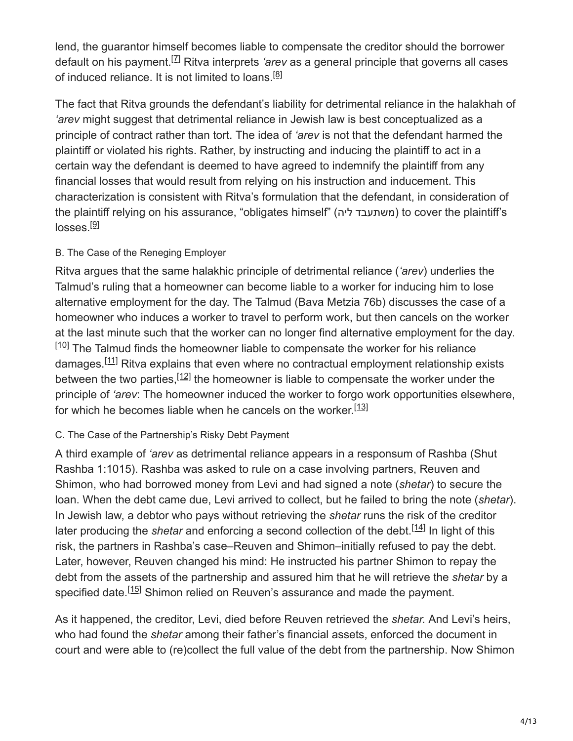lend, the guarantor himself becomes liable to compensate the creditor should the borrower default on his payment.[7] Ritva interprets *'arev* as a general principle that governs all cases of induced reliance. It is not limited to loans.[8]

The fact that Ritva grounds the defendant's liability for detrimental reliance in the halakhah of *'arev* might suggest that detrimental reliance in Jewish law is best conceptualized as a principle of contract rather than tort. The idea of *'arev* is not that the defendant harmed the plaintiff or violated his rights. Rather, by instructing and inducing the plaintiff to act in a certain way the defendant is deemed to have agreed to indemnify the plaintiff from any financial losses that would result from relying on his instruction and inducement. This characterization is consistent with Ritva's formulation that the defendant, in consideration of the plaintiff relying on his assurance, "obligates himself" (משתעבד ליה) to cover the plaintiff's losses.[9]

### B. The Case of the Reneging Employer

Ritva argues that the same halakhic principle of detrimental reliance (*'arev*) underlies the Talmud's ruling that a homeowner can become liable to a worker for inducing him to lose alternative employment for the day. The Talmud (Bava Metzia 76b) discusses the case of a homeowner who induces a worker to travel to perform work, but then cancels on the worker at the last minute such that the worker can no longer find alternative employment for the day.[10] The Talmud finds the homeowner liable to compensate the worker for his reliance damages.[11] Ritva explains that even where no contractual employment relationship exists between the two parties,[12] the homeowner is liable to compensate the worker under the principle of *'arev*: The homeowner induced the worker to forgo work opportunities elsewhere, for which he becomes liable when he cancels on the worker.[13]

### C. The Case of the Partnership's Risky Debt Payment

A third example of *'arev* as detrimental reliance appears in a responsum of Rashba (Shut Rashba 1:1015). Rashba was asked to rule on a case involving partners, Reuven and Shimon, who had borrowed money from Levi and had signed a note (*shetar*) to secure the loan. When the debt came due, Levi arrived to collect, but he failed to bring the note (*shetar*). In Jewish law, a debtor who pays without retrieving the *shetar* runs the risk of the creditor later producing the *shetar* and enforcing a second collection of the debt.[14] In light of this risk, the partners in Rashba's case–Reuven and Shimon–initially refused to pay the debt. Later, however, Reuven changed his mind: He instructed his partner Shimon to repay the debt from the assets of the partnership and assured him that he will retrieve the *shetar* by a specified date.[15] Shimon relied on Reuven's assurance and made the payment.

As it happened, the creditor, Levi, died before Reuven retrieved the *shetar.* And Levi's heirs, who had found the *shetar* among their father's financial assets, enforced the document in court and were able to (re)collect the full value of the debt from the partnership. Now Shimon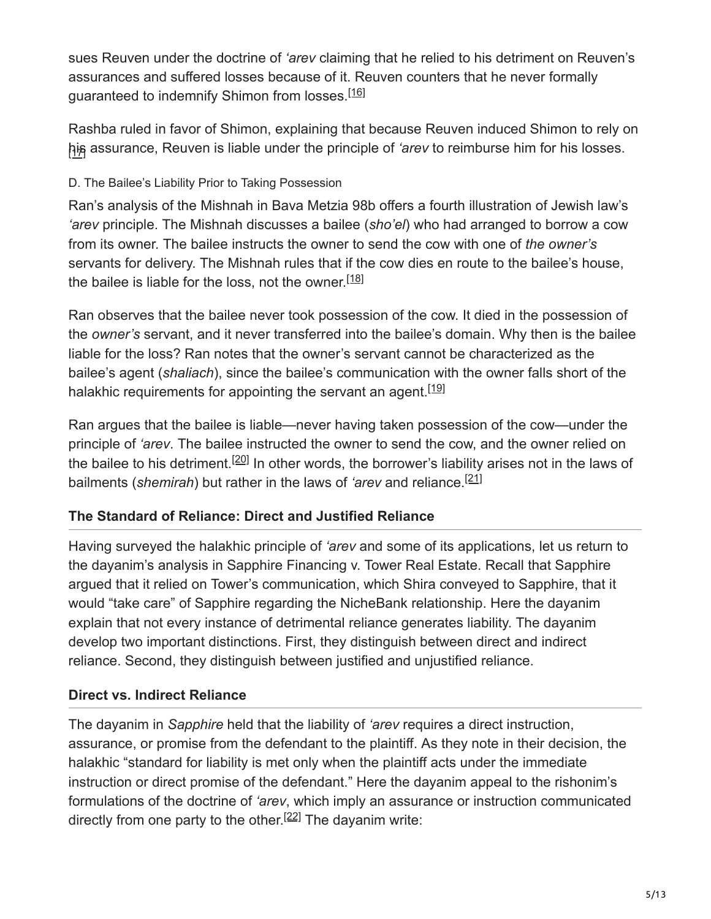sues Reuven under the doctrine of *'arev* claiming that he relied to his detriment on Reuven's assurances and suffered losses because of it. Reuven counters that he never formally guaranteed to indemnify Shimon from losses.[16]

Rashba ruled in favor of Shimon, explaining that because Reuven induced Shimon to rely on his assurance, Reuven is liable under the principle of *'arev* to reimburse him for his losses.[17]

D. The Bailee's Liability Prior to Taking Possession

Ran's analysis of the Mishnah in Bava Metzia 98b offers a fourth illustration of Jewish law's *'arev* principle. The Mishnah discusses a bailee (*sho'el*) who had arranged to borrow a cow from its owner. The bailee instructs the owner to send the cow with one of *the owner's* servants for delivery. The Mishnah rules that if the cow dies en route to the bailee's house, the bailee is liable for the loss, not the owner.[18]

Ran observes that the bailee never took possession of the cow. It died in the possession of the *owner's* servant, and it never transferred into the bailee's domain. Why then is the bailee liable for the loss? Ran notes that the owner's servant cannot be characterized as the bailee's agent (*shaliach*), since the bailee's communication with the owner falls short of the halakhic requirements for appointing the servant an agent.[19]

Ran argues that the bailee is liable—never having taken possession of the cow—under the principle of *'arev*. The bailee instructed the owner to send the cow, and the owner relied on the bailee to his detriment.[20] In other words, the borrower's liability arises not in the laws of bailments (*shemirah*) but rather in the laws of *'arev* and reliance.[21]

### The Standard of Reliance: Direct and Justified Reliance

Having surveyed the halakhic principle of *'arev* and some of its applications, let us return to the dayanim's analysis in Sapphire Financing v. Tower Real Estate. Recall that Sapphire argued that it relied on Tower's communication, which Shira conveyed to Sapphire, that it would "take care" of Sapphire regarding the NicheBank relationship. Here the dayanim explain that not every instance of detrimental reliance generates liability. The dayanim develop two important distinctions. First, they distinguish between direct and indirect reliance. Second, they distinguish between justified and unjustified reliance.

### Direct vs. Indirect Reliance

The dayanim in *Sapphire* held that the liability of *'arev* requires a direct instruction, assurance, or promise from the defendant to the plaintiff. As they note in their decision, the halakhic "standard for liability is met only when the plaintiff acts under the immediate instruction or direct promise of the defendant." Here the dayanim appeal to the rishonim's formulations of the doctrine of *'arev*, which imply an assurance or instruction communicated directly from one party to the other.[22] The dayanim write: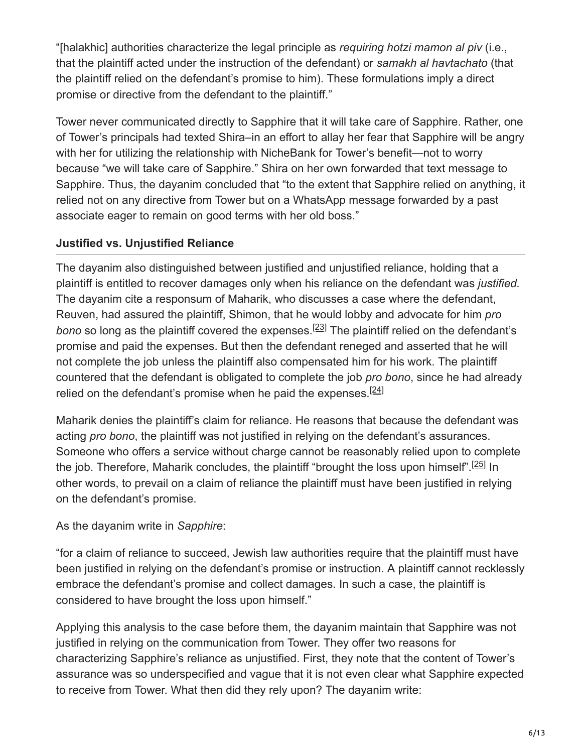"[halakhic] authorities characterize the legal principle as *requiring hotzi mamon al piv* (i.e., that the plaintiff acted under the instruction of the defendant) or *samakh al havtachato* (that the plaintiff relied on the defendant's promise to him). These formulations imply a direct promise or directive from the defendant to the plaintiff."

Tower never communicated directly to Sapphire that it will take care of Sapphire. Rather, one of Tower's principals had texted Shira–in an effort to allay her fear that Sapphire will be angry with her for utilizing the relationship with NicheBank for Tower's benefit—not to worry because "we will take care of Sapphire." Shira on her own forwarded that text message to Sapphire. Thus, the dayanim concluded that "to the extent that Sapphire relied on anything, it relied not on any directive from Tower but on a WhatsApp message forwarded by a past associate eager to remain on good terms with her old boss."

### Justified vs. Unjustified Reliance

The dayanim also distinguished between justified and unjustified reliance, holding that a plaintiff is entitled to recover damages only when his reliance on the defendant was *justified.* The dayanim cite a responsum of Maharik, who discusses a case where the defendant, Reuven, had assured the plaintiff, Shimon, that he would lobby and advocate for him *pro bono* so long as the plaintiff covered the expenses.[23] The plaintiff relied on the defendant's promise and paid the expenses. But then the defendant reneged and asserted that he will not complete the job unless the plaintiff also compensated him for his work. The plaintiff countered that the defendant is obligated to complete the job *pro bono*, since he had already relied on the defendant's promise when he paid the expenses.[24]

Maharik denies the plaintiff's claim for reliance. He reasons that because the defendant was acting *pro bono*, the plaintiff was not justified in relying on the defendant's assurances. Someone who offers a service without charge cannot be reasonably relied upon to complete the job. Therefore, Maharik concludes, the plaintiff "brought the loss upon himself".[25] In other words, to prevail on a claim of reliance the plaintiff must have been justified in relying on the defendant's promise.

As the dayanim write in *Sapphire*:

"for a claim of reliance to succeed, Jewish law authorities require that the plaintiff must have been justified in relying on the defendant's promise or instruction. A plaintiff cannot recklessly embrace the defendant's promise and collect damages. In such a case, the plaintiff is considered to have brought the loss upon himself."

Applying this analysis to the case before them, the dayanim maintain that Sapphire was not justified in relying on the communication from Tower. They offer two reasons for characterizing Sapphire's reliance as unjustified. First, they note that the content of Tower's assurance was so underspecified and vague that it is not even clear what Sapphire expected to receive from Tower. What then did they rely upon? The dayanim write: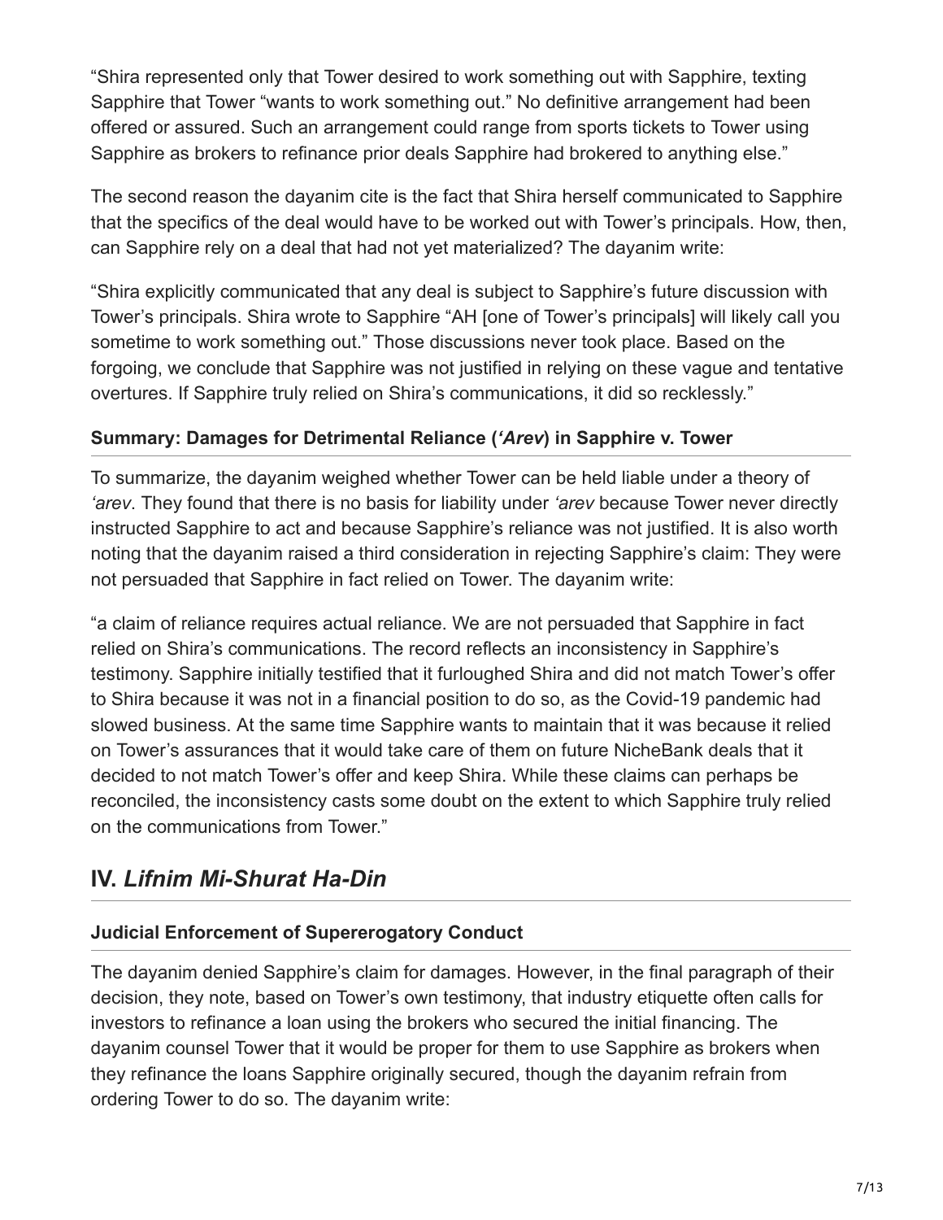"Shira represented only that Tower desired to work something out with Sapphire, texting Sapphire that Tower "wants to work something out." No definitive arrangement had been offered or assured. Such an arrangement could range from sports tickets to Tower using Sapphire as brokers to refinance prior deals Sapphire had brokered to anything else."

The second reason the dayanim cite is the fact that Shira herself communicated to Sapphire that the specifics of the deal would have to be worked out with Tower's principals. How, then, can Sapphire rely on a deal that had not yet materialized? The dayanim write:

"Shira explicitly communicated that any deal is subject to Sapphire's future discussion with Tower's principals. Shira wrote to Sapphire "AH [one of Tower's principals] will likely call you sometime to work something out." Those discussions never took place. Based on the forgoing, we conclude that Sapphire was not justified in relying on these vague and tentative overtures. If Sapphire truly relied on Shira's communications, it did so recklessly."

### Summary: Damages for Detrimental Reliance (*'Arev*) in Sapphire v. Tower

To summarize, the dayanim weighed whether Tower can be held liable under a theory of *'arev*. They found that there is no basis for liability under *'arev* because Tower never directly instructed Sapphire to act and because Sapphire's reliance was not justified. It is also worth noting that the dayanim raised a third consideration in rejecting Sapphire's claim: They were not persuaded that Sapphire in fact relied on Tower. The dayanim write:

"a claim of reliance requires actual reliance. We are not persuaded that Sapphire in fact relied on Shira's communications. The record reflects an inconsistency in Sapphire's testimony. Sapphire initially testified that it furloughed Shira and did not match Tower's offer to Shira because it was not in a financial position to do so, as the Covid-19 pandemic had slowed business. At the same time Sapphire wants to maintain that it was because it relied on Tower's assurances that it would take care of them on future NicheBank deals that it decided to not match Tower's offer and keep Shira. While these claims can perhaps be reconciled, the inconsistency casts some doubt on the extent to which Sapphire truly relied on the communications from Tower."

## IV. *Lifnim Mi-Shurat Ha-Din*

### Judicial Enforcement of Supererogatory Conduct

The dayanim denied Sapphire's claim for damages. However, in the final paragraph of their decision, they note, based on Tower's own testimony, that industry etiquette often calls for investors to refinance a loan using the brokers who secured the initial financing. The dayanim counsel Tower that it would be proper for them to use Sapphire as brokers when they refinance the loans Sapphire originally secured, though the dayanim refrain from ordering Tower to do so. The dayanim write: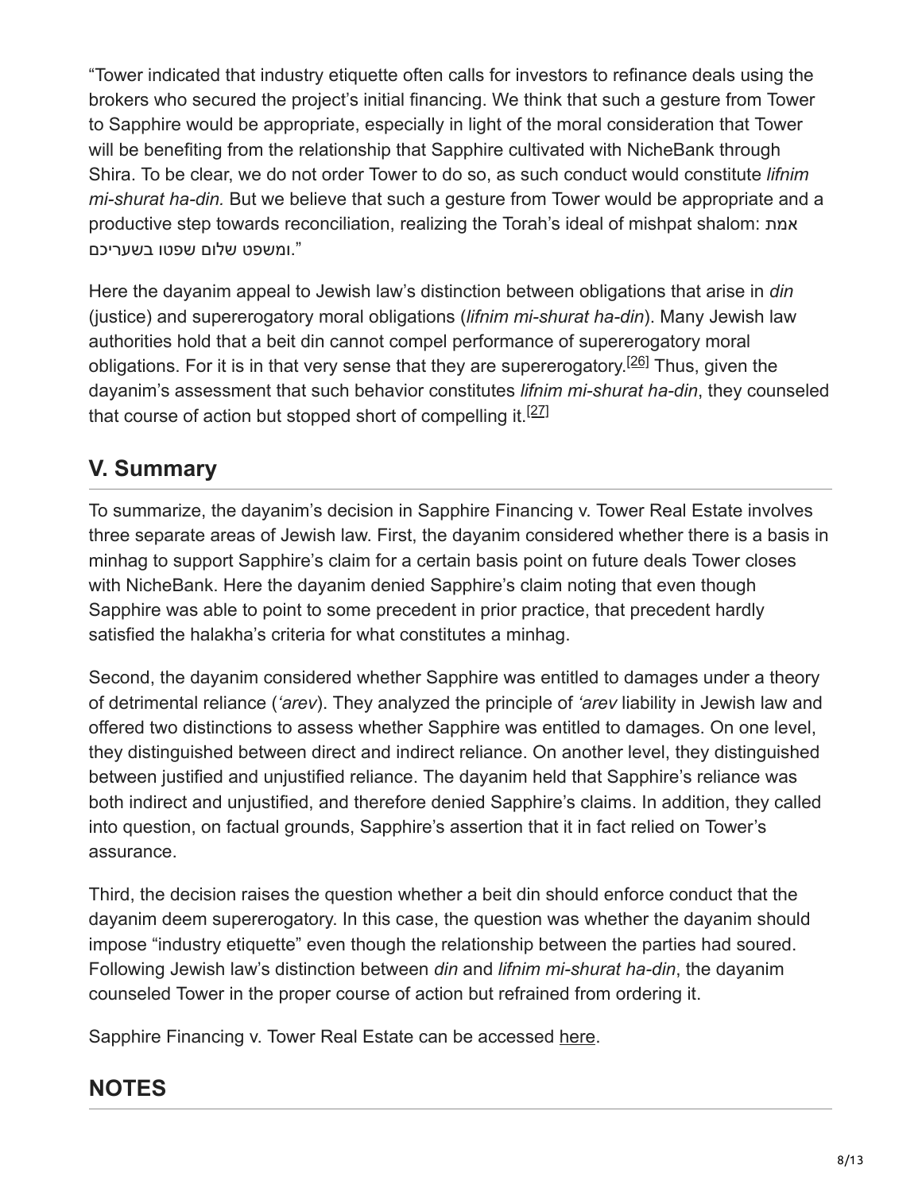"Tower indicated that industry etiquette often calls for investors to refinance deals using the brokers who secured the project's initial financing. We think that such a gesture from Tower to Sapphire would be appropriate, especially in light of the moral consideration that Tower will be benefiting from the relationship that Sapphire cultivated with NicheBank through Shira. To be clear, we do not order Tower to do so, as such conduct would constitute *lifnim mi-shurat ha-din.* But we believe that such a gesture from Tower would be appropriate and a productive step towards reconciliation, realizing the Torah's ideal of mishpat shalom: אמת ומשפט שלום שפטו בשעריכם."

Here the dayanim appeal to Jewish law's distinction between obligations that arise in *din* (justice) and supererogatory moral obligations (*lifnim mi-shurat ha-din*). Many Jewish law authorities hold that a beit din cannot compel performance of supererogatory moral obligations. For it is in that very sense that they are supererogatory.[26] Thus, given the dayanim's assessment that such behavior constitutes *lifnim mi-shurat ha-din*, they counseled that course of action but stopped short of compelling it.[27]

## V. Summary

To summarize, the dayanim's decision in Sapphire Financing v. Tower Real Estate involves three separate areas of Jewish law. First, the dayanim considered whether there is a basis in minhag to support Sapphire's claim for a certain basis point on future deals Tower closes with NicheBank. Here the dayanim denied Sapphire's claim noting that even though Sapphire was able to point to some precedent in prior practice, that precedent hardly satisfied the halakha's criteria for what constitutes a minhag.

Second, the dayanim considered whether Sapphire was entitled to damages under a theory of detrimental reliance (*'arev*). They analyzed the principle of *'arev* liability in Jewish law and offered two distinctions to assess whether Sapphire was entitled to damages. On one level, they distinguished between direct and indirect reliance. On another level, they distinguished between justified and unjustified reliance. The dayanim held that Sapphire's reliance was both indirect and unjustified, and therefore denied Sapphire's claims. In addition, they called into question, on factual grounds, Sapphire's assertion that it in fact relied on Tower's assurance.

Third, the decision raises the question whether a beit din should enforce conduct that the dayanim deem supererogatory. In this case, the question was whether the dayanim should impose "industry etiquette" even though the relationship between the parties had soured. Following Jewish law's distinction between *din* and *lifnim mi-shurat ha-din*, the dayanim counseled Tower in the proper course of action but refrained from ordering it.

Sapphire Financing v. Tower Real Estate can be accessed here.

## NOTES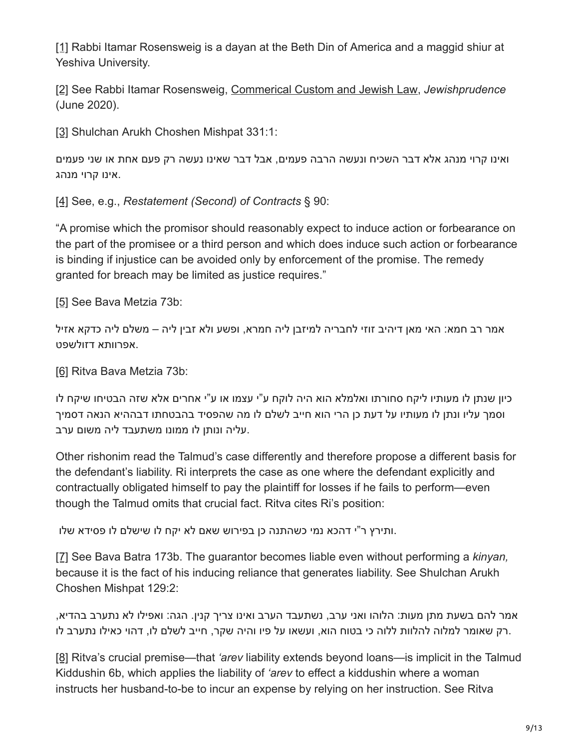[1] Rabbi Itamar Rosensweig is a dayan at the Beth Din of America and a maggid shiur at Yeshiva University.

[2] See Rabbi Itamar Rosensweig, Commerical Custom and Jewish Law, *Jewishprudence* (June 2020).

[3] Shulchan Arukh Choshen Mishpat 331:1:

ואינו קרוי מנהג אלא דבר השכיח ונעשה הרבה פעמים, אבל דבר שאינו נעשה רק פעם אחת או שני פעמים אינו קרוי מנהג.

[4] See, e.g., *Restatement (Second) of Contracts* § 90:

"A promise which the promisor should reasonably expect to induce action or forbearance on the part of the promisee or a third person and which does induce such action or forbearance is binding if injustice can be avoided only by enforcement of the promise. The remedy granted for breach may be limited as justice requires."

[5] See Bava Metzia 73b:

אמר רב חמא: האי מאן דיהיב זוזי לחבריה למיזבן ליה חמרא, ופשע ולא זבין ליה – משלם ליה כדקא אזיל אפרוותא דזולשפט.

[6] Ritva Bava Metzia 73b:

כיון שנתן לו מעותיו ליקח סחורתו ואלמלא הוא היה לוקח ע"י עצמו או ע"י אחרים אלא שזה הבטיחו שיקח לו וסמך עליו ונתן לו מעותיו על דעת כן הרי הוא חייב לשלם לו מה שהפסיד בהבטחתו דבההיא הנאה דסמיך עליה ונותן לו ממונו משתעבד ליה משום ערב.

Other rishonim read the Talmud's case differently and therefore propose a different basis for the defendant's liability. Ri interprets the case as one where the defendant explicitly and contractually obligated himself to pay the plaintiff for losses if he fails to perform—even though the Talmud omits that crucial fact. Ritva cites Ri's position:

ותירץ ר"י דהכא נמי כשהתנה כן בפירוש שאם לא יקח לו שישלם לו פסידא שלו.

[7] See Bava Batra 173b. The guarantor becomes liable even without performing a *kinyan,* because it is the fact of his inducing reliance that generates liability. See Shulchan Arukh Choshen Mishpat 129:2:

אמר להם בשעת מתן מעות: הלוהו ואני ערב, נשתעבד הערב ואינו צריך קנין. הגה: ואפילו לא נתערב בהדיא, רק שאומר למלוה להלוות ללוה כי בטוח הוא, ועשאו על פיו והיה שקר, חייב לשלם לו, דהוי כאילו נתערב לו.

[8] Ritva's crucial premise—that *'arev* liability extends beyond loans—is implicit in the Talmud Kiddushin 6b, which applies the liability of *'arev* to effect a kiddushin where a woman instructs her husband-to-be to incur an expense by relying on her instruction. See Ritva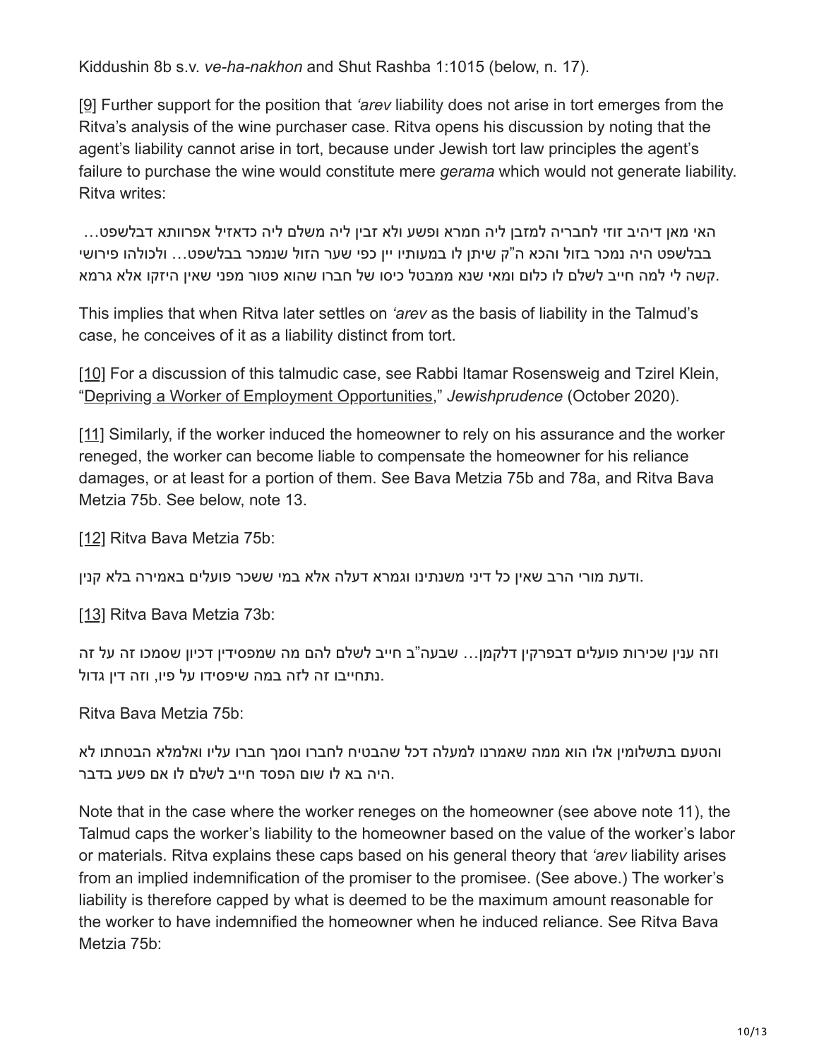Kiddushin 8b s.v. *ve-ha-nakhon* and Shut Rashba 1:1015 (below, n. 17).

[9] Further support for the position that *'arev* liability does not arise in tort emerges from the Ritva's analysis of the wine purchaser case. Ritva opens his discussion by noting that the agent's liability cannot arise in tort, because under Jewish tort law principles the agent's failure to purchase the wine would constitute mere *gerama* which would not generate liability. Ritva writes:

האי מאן דיהיב זוזי לחבריה למזבן ליה חמרא ופשע ולא זבין ליה משלם ליה כדאזיל אפרוותא דבלשפט… בבלשפט היה נמכר בזול והכא ה"ק שיתן לו במעותיו יין כפי שער הזול שנמכר בבלשפט… ולכולהו פירושי קשה לי למה חייב לשלם לו כלום ומאי שנא ממבטל כיסו של חברו שהוא פטור מפני שאין היזקו אלא גרמא.

This implies that when Ritva later settles on *'arev* as the basis of liability in the Talmud's case, he conceives of it as a liability distinct from tort.

[10] For a discussion of this talmudic case, see Rabbi Itamar Rosensweig and Tzirel Klein, "Depriving a Worker of Employment Opportunities," *Jewishprudence* (October 2020).

[11] Similarly, if the worker induced the homeowner to rely on his assurance and the worker reneged, the worker can become liable to compensate the homeowner for his reliance damages, or at least for a portion of them. See Bava Metzia 75b and 78a, and Ritva Bava Metzia 75b. See below, note 13.

[12] Ritva Bava Metzia 75b:

ודעת מורי הרב שאין כל דיני משנתינו וגמרא דעלה אלא במי ששכר פועלים באמירה בלא קנין.

[13] Ritva Bava Metzia 73b:

וזה ענין שכירות פועלים דבפרקין דלקמן… שבעה"ב חייב לשלם להם מה שמפסידין דכיון שסמכו זה על זה נתחייבו זה לזה במה שיפסידו על פיו, וזה דין גדול.

Ritva Bava Metzia 75b:

והטעם בתשלומין אלו הוא ממה שאמרנו למעלה דכל שהבטיח לחברו וסמך חברו עליו ואלמלא הבטחתו לא היה בא לו שום הפסד חייב לשלם לו אם פשע בדבר.

Note that in the case where the worker reneges on the homeowner (see above note 11), the Talmud caps the worker's liability to the homeowner based on the value of the worker's labor or materials. Ritva explains these caps based on his general theory that *'arev* liability arises from an implied indemnification of the promiser to the promisee. (See above.) The worker's liability is therefore capped by what is deemed to be the maximum amount reasonable for the worker to have indemnified the homeowner when he induced reliance. See Ritva Bava Metzia 75b: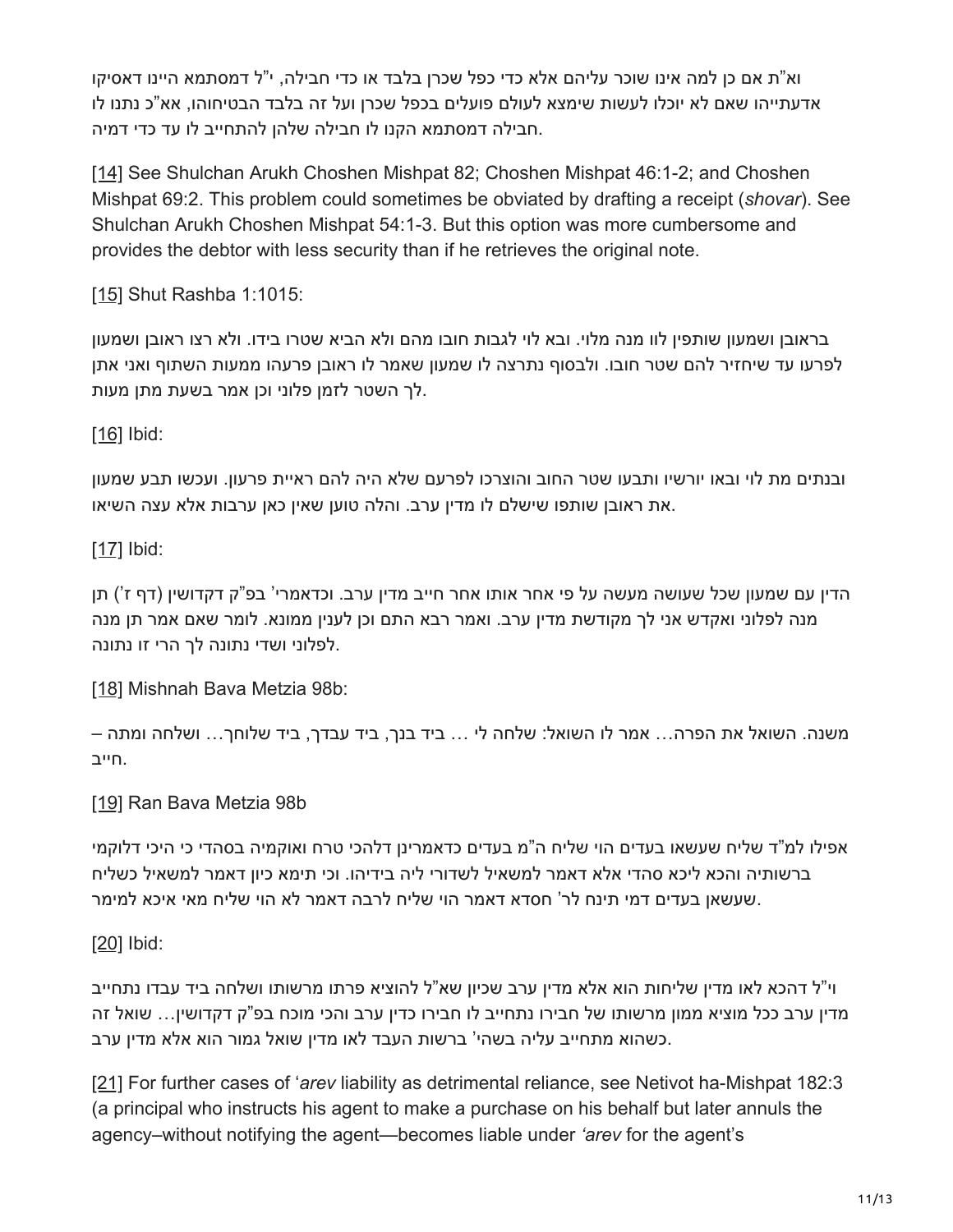וא"ת אם כן למה אינו שוכר עליהם אלא כדי כפל שכרן בלבד או כדי חבילה, י"ל דמסתמא היינו דאסיקו אדעתייהו שאם לא יוכלו לעשות שימצא לעולם פועלים בכפל שכרן ועל זה בלבד הבטיחוהו, אא"כ נתנו לו חבילה דמסתמא הקנו לו חבילה שלהן להתחייב לו עד כדי דמיה.

[14] See Shulchan Arukh Choshen Mishpat 82; Choshen Mishpat 46:1-2; and Choshen Mishpat 69:2. This problem could sometimes be obviated by drafting a receipt (*shovar*). See Shulchan Arukh Choshen Mishpat 54:1-3. But this option was more cumbersome and provides the debtor with less security than if he retrieves the original note.

[15] Shut Rashba 1:1015:

בראובן ושמעון שותפין לוו מנה מלוי. ובא לוי לגבות חובו מהם ולא הביא שטרו בידו. ולא רצו ראובן ושמעון לפרעו עד שיחזיר להם שטר חובו. ולבסוף נתרצה לו שמעון שאמר לו ראובן פרעהו ממעות השתוף ואני אתן לך השטר לזמן פלוני וכן אמר בשעת מתן מעות.

[16] Ibid:

ובנתים מת לוי ובאו יורשיו ותבעו שטר החוב והוצרכו לפרעם שלא היה להם ראיית פרעון. ועכשו תבע שמעון את ראובן שותפו שישלם לו מדין ערב. והלה טוען שאין כאן ערבות אלא עצה השיאו.

[17] Ibid:

הדין עם שמעון שכל שעושה מעשה על פי אחר אותו אחר חייב מדין ערב. וכדאמרי' בפ"ק דקדושין (דף ז') תן מנה לפלוני ואקדש אני לך מקודשת מדין ערב. ואמר רבא התם וכן לענין ממונא. לומר שאם אמר תן מנה לפלוני ושדי נתונה לך הרי זו נתונה.

[18] Mishnah Bava Metzia 98b:

משנה. השואל את הפרה... אמר לו השואל: שלחה לי ... ביד בנך, ביד עבדך, ביד שלוחך... ושלחה ומתה – חייב.

[19] Ran Bava Metzia 98b

אפילו למ"ד שליח שעשאו בעדים הוי שליח ה"מ בעדים כדאמרינן דלהכי טרח ואוקמיה בסהדי כי היכי דלוקמי ברשותיה והכא ליכא סהדי אלא דאמר למשאיל לשדורי ליה בידיהו. וכי תימא כיון דאמר למשאיל כשליח שעשאן בעדים דמי תינח לר' חסדא דאמר הוי שליח לרבה דאמר לא הוי שליח מאי איכא למימר.

[20] Ibid:

וי"ל דהכא לאו מדין שליחות הוא אלא מדין ערב שכיון שא"ל להוציא פרתו מרשותו ושלחה ביד עבדו נתחייב מדין ערב ככל מוציא ממון מרשותו של חבירו נתחייב לו חבירו כדין ערב והכי מוכח בפ"ק דקדושין... שואל זה כשהוא מתחייב עליה בשהי' ברשות העבד לאו מדין שואל גמור הוא אלא מדין ערב.

[21] For further cases of ‘*arev* liability as detrimental reliance, see Netivot ha-Mishpat 182:3 (a principal who instructs his agent to make a purchase on his behalf but later annuls the agency–without notifying the agent—becomes liable under *‘arev* for the agent's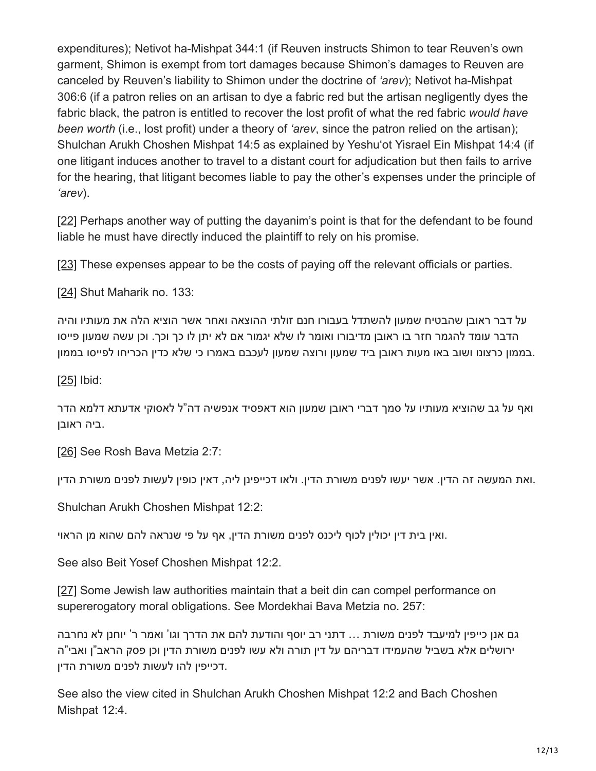expenditures); Netivot ha-Mishpat 344:1 (if Reuven instructs Shimon to tear Reuven's own garment, Shimon is exempt from tort damages because Shimon's damages to Reuven are canceled by Reuven's liability to Shimon under the doctrine of *'arev*); Netivot ha-Mishpat 306:6 (if a patron relies on an artisan to dye a fabric red but the artisan negligently dyes the fabric black, the patron is entitled to recover the lost profit of what the red fabric *would have been worth* (i.e., lost profit) under a theory of *'arev*, since the patron relied on the artisan); Shulchan Arukh Choshen Mishpat 14:5 as explained by Yeshu'ot Yisrael Ein Mishpat 14:4 (if one litigant induces another to travel to a distant court for adjudication but then fails to arrive for the hearing, that litigant becomes liable to pay the other's expenses under the principle of *'arev*).

[22] Perhaps another way of putting the dayanim's point is that for the defendant to be found liable he must have directly induced the plaintiff to rely on his promise.

[23] These expenses appear to be the costs of paying off the relevant officials or parties.

[24] Shut Maharik no. 133:

על דבר ראובן שהבטיח שמעון להשתדל בעבורו חנם זולתי ההוצאה ואחר אשר הוציא הלה את מעותיו והיה הדבר עומד להגמר חזר בו ראובן מדיבורו ואומר לו שלא יגמור אם לא יתן לו כך וכך. וכן עשה שמעון פייסו בממון כרצונו ושוב באו מעות ראובן ביד שמעון ורוצה שמעון לעכבם באמרו כי שלא כדין הכריחו לפייסו בממון.

[25] Ibid:

ואף על גב שהוציא מעותיו על סמך דברי ראובן שמעון הוא דאפסיד אנפשיה דה"ל לאסוקי אדעתא דלמא הדר ביה ראובן.

[26] See Rosh Bava Metzia 2:7:

ואת המעשה זה הדין. אשר יעשו לפנים משורת הדין. ולאו דכייפינן ליה, דאין כופין לעשות לפנים משורת הדין.

Shulchan Arukh Choshen Mishpat 12:2:

ואין בית דין יכולין לכוף ליכנס לפנים משורת הדין, אף על פי שנראה להם שהוא מן הראוי.

See also Beit Yosef Choshen Mishpat 12:2.

[27] Some Jewish law authorities maintain that a beit din can compel performance on supererogatory moral obligations. See Mordekhai Bava Metzia no. 257:

גם אנן כייפין למיעבד לפנים משורת ... דתני רב יוסף והודעת להם את הדרך וגו' ואמר ר' יוחנן לא נחרבה ירושלים אלא בשביל שהעמידו דבריהם על דין תורה ולא עשו לפנים משורת הדין וכן פסק הראב"ן ואבי"ה דכייפין להו לעשות לפנים משורת הדין.

See also the view cited in Shulchan Arukh Choshen Mishpat 12:2 and Bach Choshen Mishpat 12:4.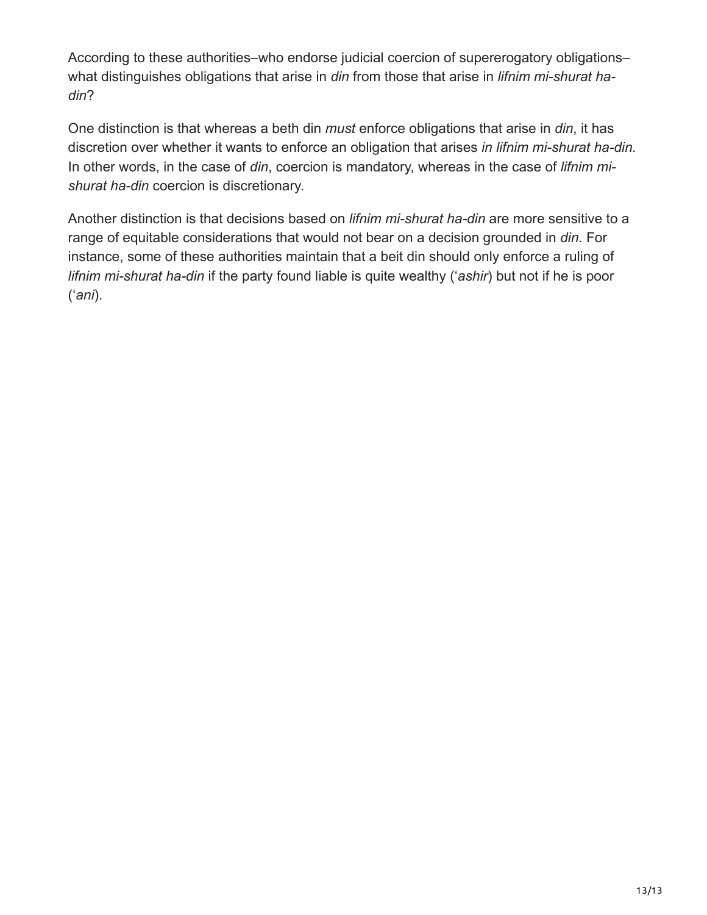According to these authorities–who endorse judicial coercion of supererogatory obligations–what distinguishes obligations that arise in *din* from those that arise in *lifnim mi-shurat ha-din*?

One distinction is that whereas a beth din *must* enforce obligations that arise in *din*, it has discretion over whether it wants to enforce an obligation that arises *in lifnim mi-shurat ha-din.* In other words, in the case of *din*, coercion is mandatory, whereas in the case of *lifnim mi-shurat ha-din* coercion is discretionary.

Another distinction is that decisions based on *lifnim mi-shurat ha-din* are more sensitive to a range of equitable considerations that would not bear on a decision grounded in *din*. For instance, some of these authorities maintain that a beit din should only enforce a ruling of *lifnim mi-shurat ha-din* if the party found liable is quite wealthy (‘*ashir*) but not if he is poor (‘*ani*).